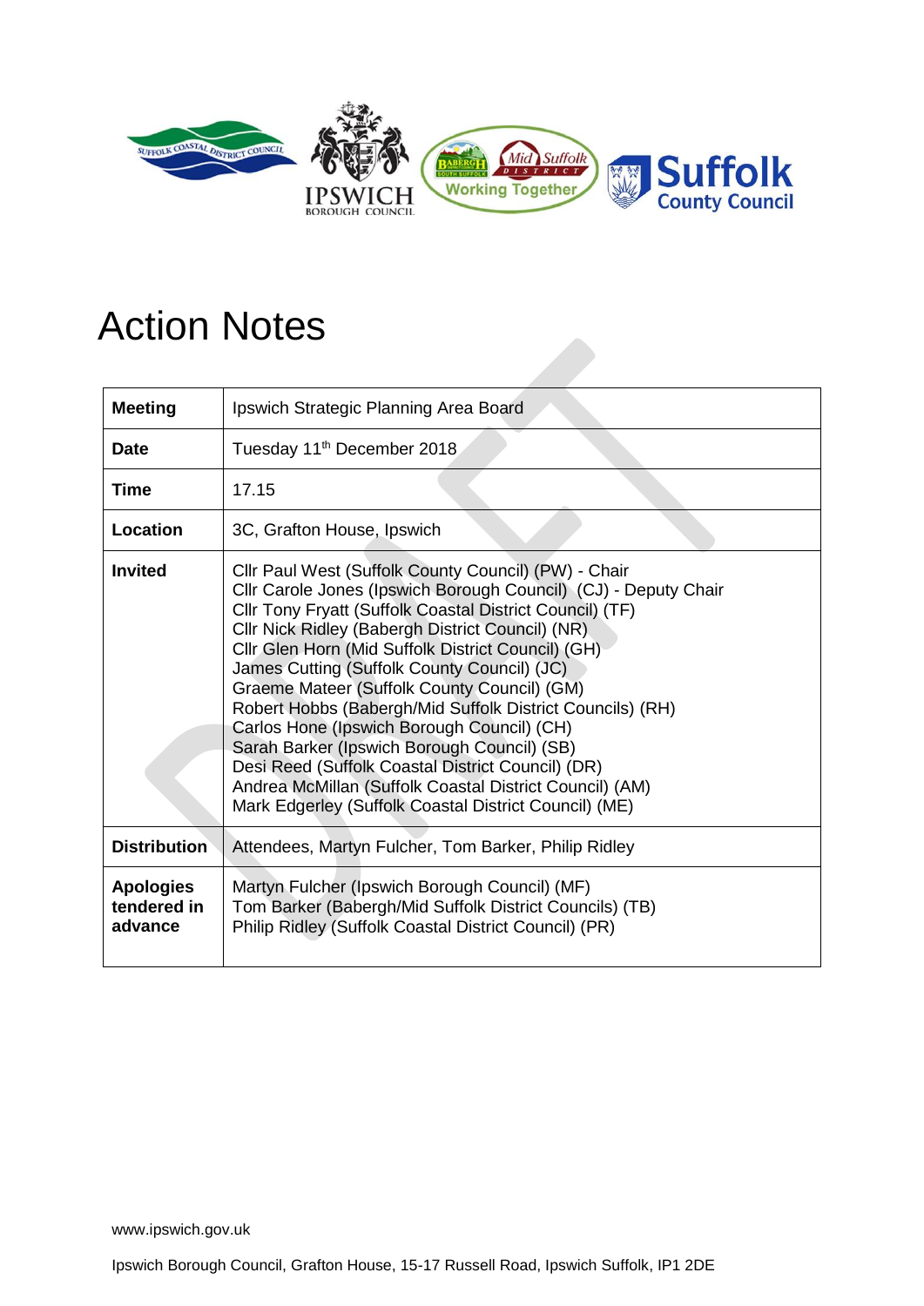# Action Notes

| Meeting | Ipswich Strategic Planning Area Board |
|---|---|
| **Date** | Tuesday 11th December 2018 |
| **Time** | 17.15 |
| **Location** | 3C, Grafton House, Ipswich |
| **Invited** | Cllr Paul West (Suffolk County Council) (PW) - Chair<br>Cllr Carole Jones (Ipswich Borough Council) (CJ) - Deputy Chair<br>Cllr Tony Fryatt (Suffolk Coastal District Council) (TF)<br>Cllr Nick Ridley (Babergh District Council) (NR)<br>Cllr Glen Horn (Mid Suffolk District Council) (GH)<br>James Cutting (Suffolk County Council) (JC)<br>Graeme Mateer (Suffolk County Council) (GM)<br>Robert Hobbs (Babergh/Mid Suffolk District Councils) (RH)<br>Carlos Hone (Ipswich Borough Council) (CH)<br>Sarah Barker (Ipswich Borough Council) (SB)<br>Desi Reed (Suffolk Coastal District Council) (DR)<br>Andrea McMillan (Suffolk Coastal District Council) (AM)<br>Mark Edgerley (Suffolk Coastal District Council) (ME) |
| **Distribution** | Attendees, Martyn Fulcher, Tom Barker, Philip Ridley |
| **Apologies tendered in advance** | Martyn Fulcher (Ipswich Borough Council) (MF)<br>Tom Barker (Babergh/Mid Suffolk District Councils) (TB)<br>Philip Ridley (Suffolk Coastal District Council) (PR) |

www.ipswich.gov.uk

Ipswich Borough Council, Grafton House, 15-17 Russell Road, Ipswich Suffolk, IP1 2DE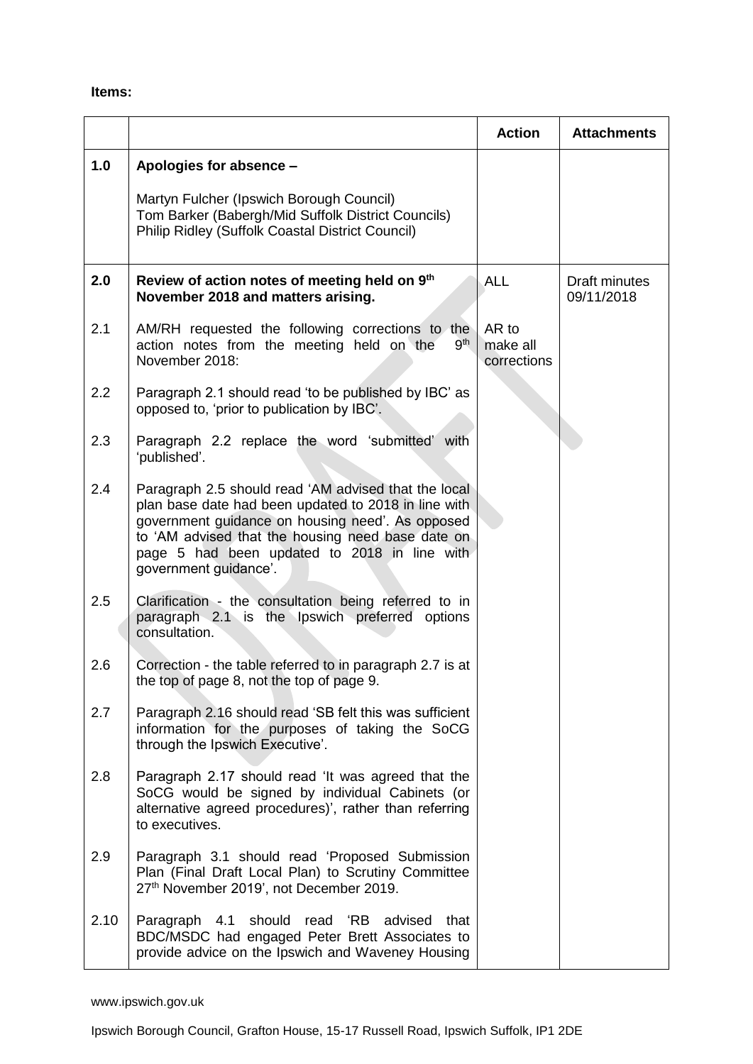**Items:**

| | | Action | Attachments |
|---|---|---|---|
| **1.0** | **Apologies for absence –**<br><br>Martyn Fulcher (Ipswich Borough Council)<br>Tom Barker (Babergh/Mid Suffolk District Councils)<br>Philip Ridley (Suffolk Coastal District Council) | | |
| **2.0** | **Review of action notes of meeting held on 9th November 2018 and matters arising.** | ALL | Draft minutes 09/11/2018 |
| 2.1 | AM/RH requested the following corrections to the action notes from the meeting held on the 9th November 2018: | AR to make all corrections | |
| 2.2 | Paragraph 2.1 should read 'to be published by IBC' as opposed to, 'prior to publication by IBC'. | | |
| 2.3 | Paragraph 2.2 replace the word 'submitted' with 'published'. | | |
| 2.4 | Paragraph 2.5 should read 'AM advised that the local plan base date had been updated to 2018 in line with government guidance on housing need'. As opposed to 'AM advised that the housing need base date on page 5 had been updated to 2018 in line with government guidance'. | | |
| 2.5 | Clarification - the consultation being referred to in paragraph 2.1 is the Ipswich preferred options consultation. | | |
| 2.6 | Correction - the table referred to in paragraph 2.7 is at the top of page 8, not the top of page 9. | | |
| 2.7 | Paragraph 2.16 should read 'SB felt this was sufficient information for the purposes of taking the SoCG through the Ipswich Executive'. | | |
| 2.8 | Paragraph 2.17 should read 'It was agreed that the SoCG would be signed by individual Cabinets (or alternative agreed procedures)', rather than referring to executives. | | |
| 2.9 | Paragraph 3.1 should read 'Proposed Submission Plan (Final Draft Local Plan) to Scrutiny Committee 27th November 2019', not December 2019. | | |
| 2.10 | Paragraph 4.1 should read 'RB advised that BDC/MSDC had engaged Peter Brett Associates to provide advice on the Ipswich and Waveney Housing | | |

www.ipswich.gov.uk

Ipswich Borough Council, Grafton House, 15-17 Russell Road, Ipswich Suffolk, IP1 2DE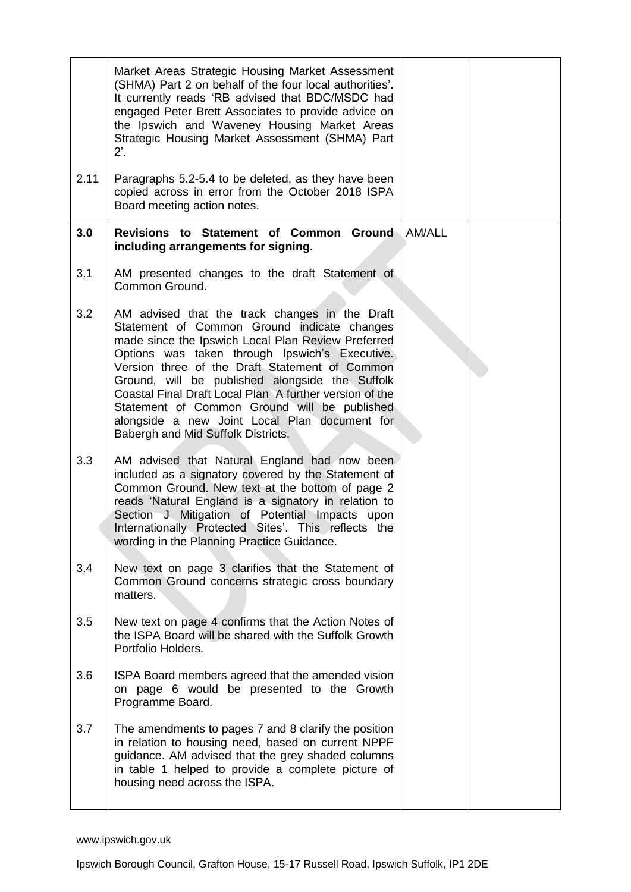| | | | |
|---|---|---|---|
| | Market Areas Strategic Housing Market Assessment (SHMA) Part 2 on behalf of the four local authorities'. It currently reads 'RB advised that BDC/MSDC had engaged Peter Brett Associates to provide advice on the Ipswich and Waveney Housing Market Areas Strategic Housing Market Assessment (SHMA) Part 2'. | | |
| 2.11 | Paragraphs 5.2-5.4 to be deleted, as they have been copied across in error from the October 2018 ISPA Board meeting action notes. | | |
| **3.0** | **Revisions to Statement of Common Ground including arrangements for signing.** | AM/ALL | |
| 3.1 | AM presented changes to the draft Statement of Common Ground. | | |
| 3.2 | AM advised that the track changes in the Draft Statement of Common Ground indicate changes made since the Ipswich Local Plan Review Preferred Options was taken through Ipswich's Executive. Version three of the Draft Statement of Common Ground, will be published alongside the Suffolk Coastal Final Draft Local Plan A further version of the Statement of Common Ground will be published alongside a new Joint Local Plan document for Babergh and Mid Suffolk Districts. | | |
| 3.3 | AM advised that Natural England had now been included as a signatory covered by the Statement of Common Ground. New text at the bottom of page 2 reads 'Natural England is a signatory in relation to Section J Mitigation of Potential Impacts upon Internationally Protected Sites'. This reflects the wording in the Planning Practice Guidance. | | |
| 3.4 | New text on page 3 clarifies that the Statement of Common Ground concerns strategic cross boundary matters. | | |
| 3.5 | New text on page 4 confirms that the Action Notes of the ISPA Board will be shared with the Suffolk Growth Portfolio Holders. | | |
| 3.6 | ISPA Board members agreed that the amended vision on page 6 would be presented to the Growth Programme Board. | | |
| 3.7 | The amendments to pages 7 and 8 clarify the position in relation to housing need, based on current NPPF guidance. AM advised that the grey shaded columns in table 1 helped to provide a complete picture of housing need across the ISPA. | | |

www.ipswich.gov.uk

Ipswich Borough Council, Grafton House, 15-17 Russell Road, Ipswich Suffolk, IP1 2DE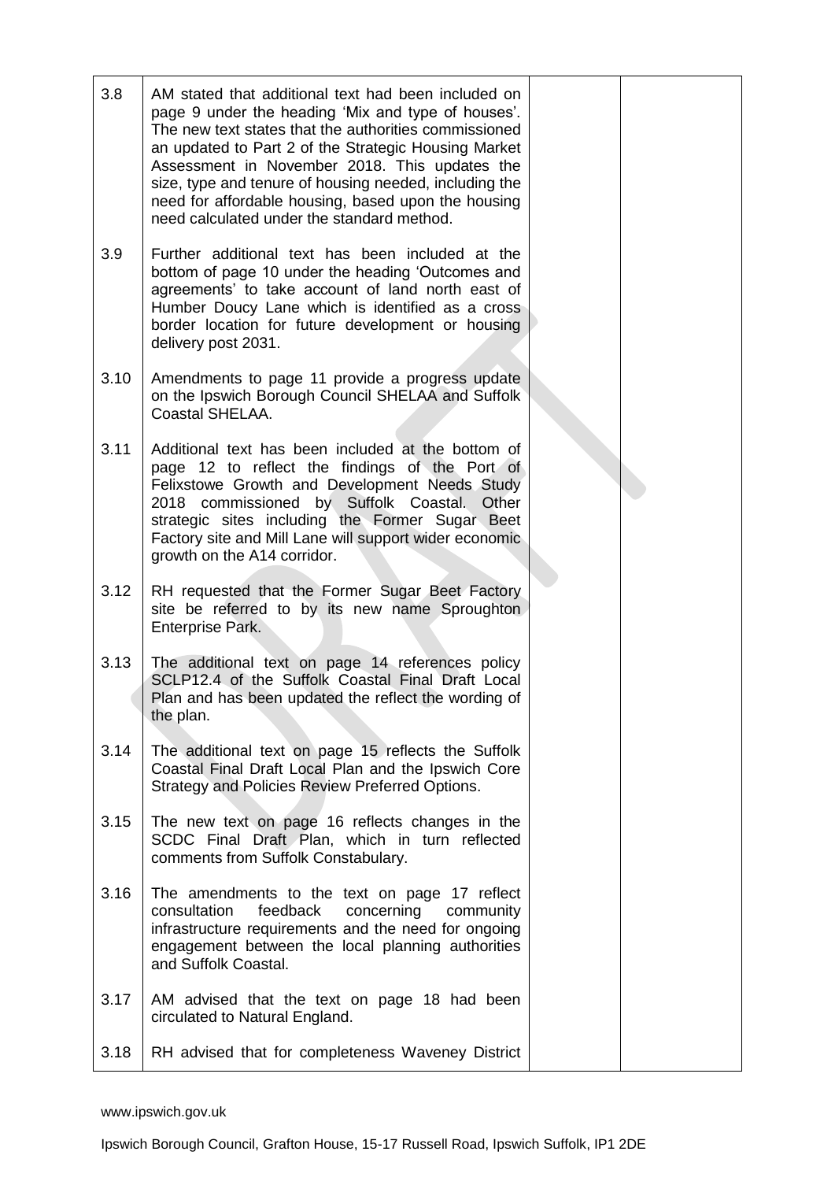| | | | |
|---|---|---|---|
| 3.8 | AM stated that additional text had been included on page 9 under the heading 'Mix and type of houses'. The new text states that the authorities commissioned an updated to Part 2 of the Strategic Housing Market Assessment in November 2018. This updates the size, type and tenure of housing needed, including the need for affordable housing, based upon the housing need calculated under the standard method. | | |
| 3.9 | Further additional text has been included at the bottom of page 10 under the heading 'Outcomes and agreements' to take account of land north east of Humber Doucy Lane which is identified as a cross border location for future development or housing delivery post 2031. | | |
| 3.10 | Amendments to page 11 provide a progress update on the Ipswich Borough Council SHELAA and Suffolk Coastal SHELAA. | | |
| 3.11 | Additional text has been included at the bottom of page 12 to reflect the findings of the Port of Felixstowe Growth and Development Needs Study 2018 commissioned by Suffolk Coastal. Other strategic sites including the Former Sugar Beet Factory site and Mill Lane will support wider economic growth on the A14 corridor. | | |
| 3.12 | RH requested that the Former Sugar Beet Factory site be referred to by its new name Sproughton Enterprise Park. | | |
| 3.13 | The additional text on page 14 references policy SCLP12.4 of the Suffolk Coastal Final Draft Local Plan and has been updated the reflect the wording of the plan. | | |
| 3.14 | The additional text on page 15 reflects the Suffolk Coastal Final Draft Local Plan and the Ipswich Core Strategy and Policies Review Preferred Options. | | |
| 3.15 | The new text on page 16 reflects changes in the SCDC Final Draft Plan, which in turn reflected comments from Suffolk Constabulary. | | |
| 3.16 | The amendments to the text on page 17 reflect consultation feedback concerning community infrastructure requirements and the need for ongoing engagement between the local planning authorities and Suffolk Coastal. | | |
| 3.17 | AM advised that the text on page 18 had been circulated to Natural England. | | |
| 3.18 | RH advised that for completeness Waveney District | | |

www.ipswich.gov.uk

Ipswich Borough Council, Grafton House, 15-17 Russell Road, Ipswich Suffolk, IP1 2DE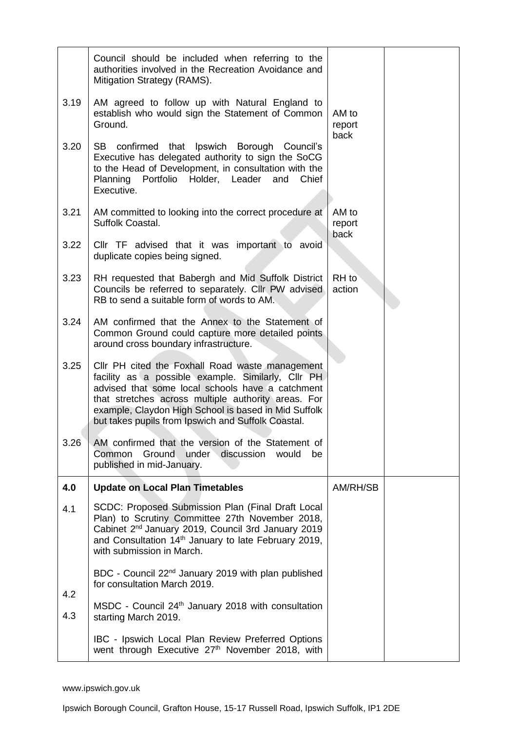| | | | |
|---|---|---|---|
| | Council should be included when referring to the authorities involved in the Recreation Avoidance and Mitigation Strategy (RAMS). | | |
| 3.19 | AM agreed to follow up with Natural England to establish who would sign the Statement of Common Ground. | AM to report back | |
| 3.20 | SB confirmed that Ipswich Borough Council's Executive has delegated authority to sign the SoCG to the Head of Development, in consultation with the Planning Portfolio Holder, Leader and Chief Executive. | | |
| 3.21 | AM committed to looking into the correct procedure at Suffolk Coastal. | AM to report back | |
| 3.22 | Cllr TF advised that it was important to avoid duplicate copies being signed. | | |
| 3.23 | RH requested that Babergh and Mid Suffolk District Councils be referred to separately. Cllr PW advised RB to send a suitable form of words to AM. | RH to action | |
| 3.24 | AM confirmed that the Annex to the Statement of Common Ground could capture more detailed points around cross boundary infrastructure. | | |
| 3.25 | Cllr PH cited the Foxhall Road waste management facility as a possible example. Similarly, Cllr PH advised that some local schools have a catchment that stretches across multiple authority areas. For example, Claydon High School is based in Mid Suffolk but takes pupils from Ipswich and Suffolk Coastal. | | |
| 3.26 | AM confirmed that the version of the Statement of Common Ground under discussion would be published in mid-January. | | |
| **4.0** | **Update on Local Plan Timetables** | AM/RH/SB | |
| 4.1 | SCDC: Proposed Submission Plan (Final Draft Local Plan) to Scrutiny Committee 27th November 2018, Cabinet 2nd January 2019, Council 3rd January 2019 and Consultation 14th January to late February 2019, with submission in March. | | |
| 4.2 | BDC - Council 22nd January 2019 with plan published for consultation March 2019. | | |
| 4.3 | MSDC - Council 24th January 2018 with consultation starting March 2019. | | |
| | IBC - Ipswich Local Plan Review Preferred Options went through Executive 27th November 2018, with | | |

www.ipswich.gov.uk

Ipswich Borough Council, Grafton House, 15-17 Russell Road, Ipswich Suffolk, IP1 2DE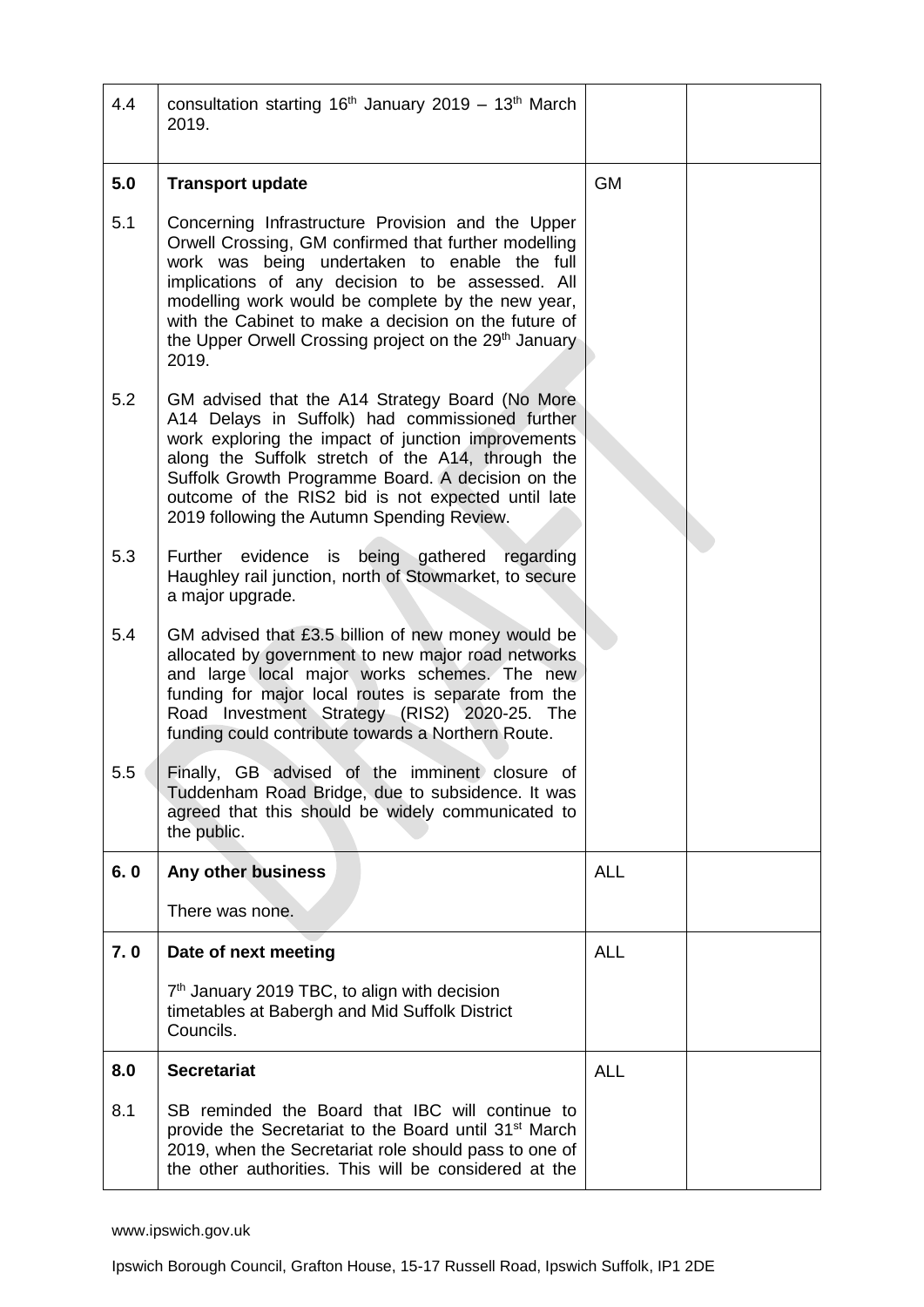| | | | |
|---|---|---|---|
| 4.4 | consultation starting 16th January 2019 – 13th March 2019. | | |
| **5.0** | **Transport update** | GM | |
| 5.1 | Concerning Infrastructure Provision and the Upper Orwell Crossing, GM confirmed that further modelling work was being undertaken to enable the full implications of any decision to be assessed. All modelling work would be complete by the new year, with the Cabinet to make a decision on the future of the Upper Orwell Crossing project on the 29th January 2019. | | |
| 5.2 | GM advised that the A14 Strategy Board (No More A14 Delays in Suffolk) had commissioned further work exploring the impact of junction improvements along the Suffolk stretch of the A14, through the Suffolk Growth Programme Board. A decision on the outcome of the RIS2 bid is not expected until late 2019 following the Autumn Spending Review. | | |
| 5.3 | Further evidence is being gathered regarding Haughley rail junction, north of Stowmarket, to secure a major upgrade. | | |
| 5.4 | GM advised that £3.5 billion of new money would be allocated by government to new major road networks and large local major works schemes. The new funding for major local routes is separate from the Road Investment Strategy (RIS2) 2020-25. The funding could contribute towards a Northern Route. | | |
| 5.5 | Finally, GB advised of the imminent closure of Tuddenham Road Bridge, due to subsidence. It was agreed that this should be widely communicated to the public. | | |
| **6. 0** | **Any other business**<br><br>There was none. | ALL | |
| **7. 0** | **Date of next meeting**<br><br>7th January 2019 TBC, to align with decision timetables at Babergh and Mid Suffolk District Councils. | ALL | |
| **8.0** | **Secretariat** | ALL | |
| 8.1 | SB reminded the Board that IBC will continue to provide the Secretariat to the Board until 31st March 2019, when the Secretariat role should pass to one of the other authorities. This will be considered at the | | |

www.ipswich.gov.uk

Ipswich Borough Council, Grafton House, 15-17 Russell Road, Ipswich Suffolk, IP1 2DE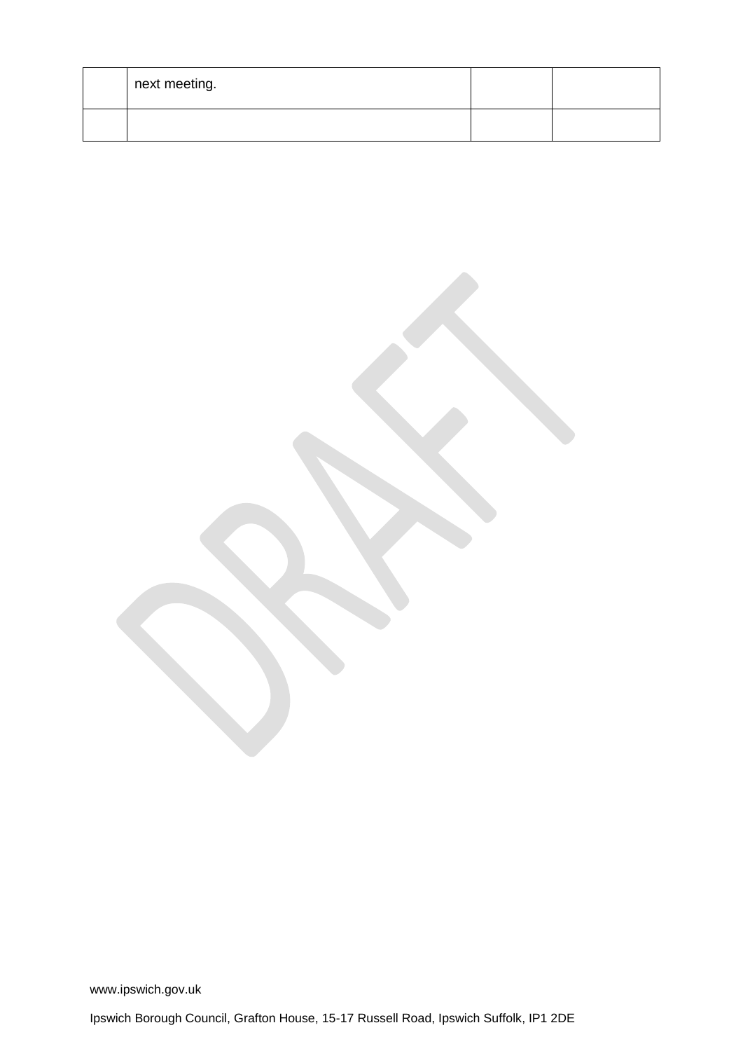| | | | |
|---|---|---|---|
| | next meeting. | | |
| | | | |